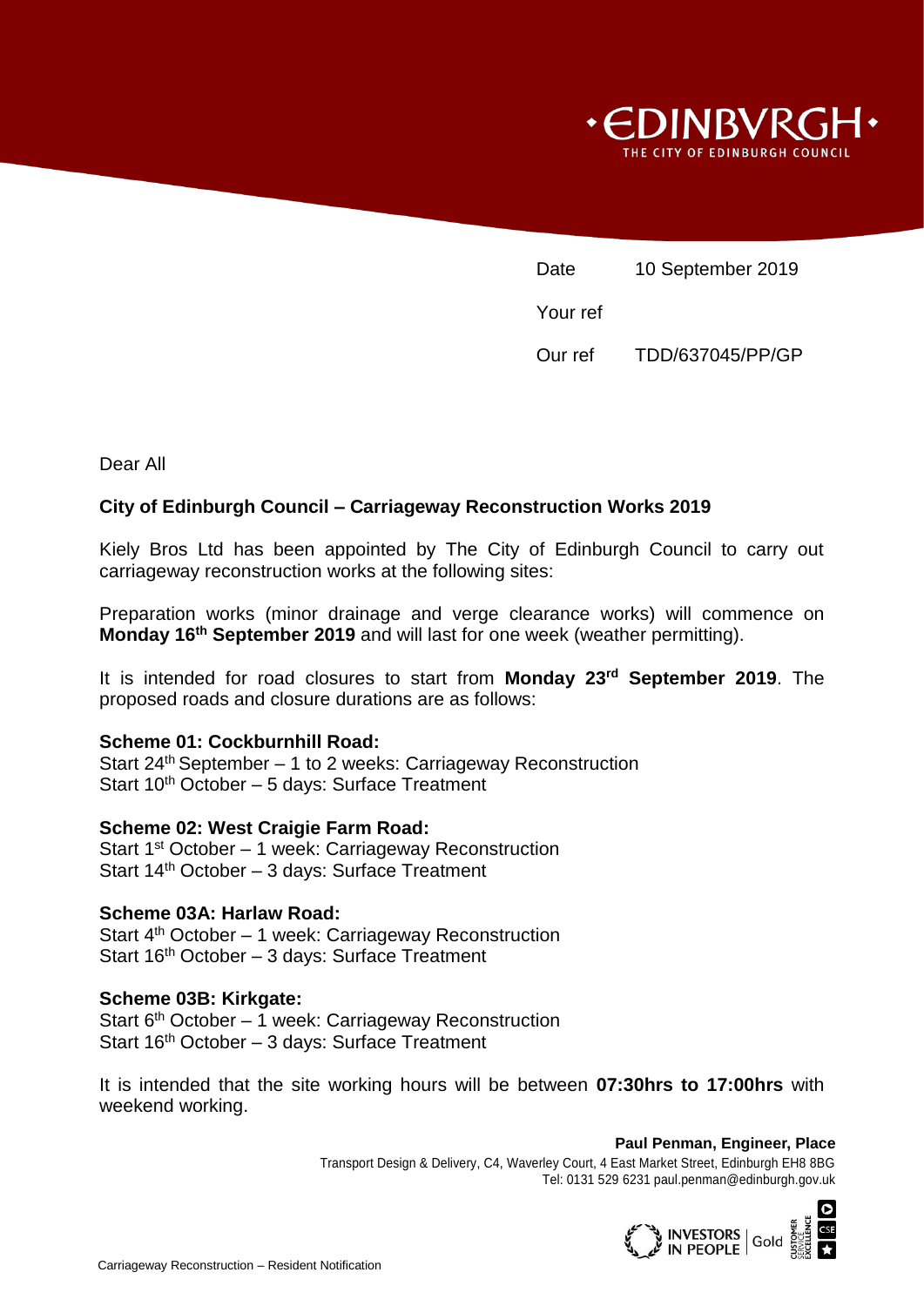EDINBVRGH
THE CITY OF EDINBURGH COUNCIL

Date 10 September 2019

Your ref

Our ref TDD/637045/PP/GP

Dear All

**City of Edinburgh Council – Carriageway Reconstruction Works 2019**

Kiely Bros Ltd has been appointed by The City of Edinburgh Council to carry out carriageway reconstruction works at the following sites:

Preparation works (minor drainage and verge clearance works) will commence on **Monday 16th September 2019** and will last for one week (weather permitting).

It is intended for road closures to start from **Monday 23rd September 2019**. The proposed roads and closure durations are as follows:

**Scheme 01: Cockburnhill Road:**
Start 24th September – 1 to 2 weeks: Carriageway Reconstruction
Start 10th October – 5 days: Surface Treatment

**Scheme 02: West Craigie Farm Road:**
Start 1st October – 1 week: Carriageway Reconstruction
Start 14th October – 3 days: Surface Treatment

**Scheme 03A: Harlaw Road:**
Start 4th October – 1 week: Carriageway Reconstruction
Start 16th October – 3 days: Surface Treatment

**Scheme 03B: Kirkgate:**
Start 6th October – 1 week: Carriageway Reconstruction
Start 16th October – 3 days: Surface Treatment

It is intended that the site working hours will be between **07:30hrs to 17:00hrs** with weekend working.

**Paul Penman, Engineer, Place**
Transport Design & Delivery, C4, Waverley Court, 4 East Market Street, Edinburgh EH8 8BG
Tel: 0131 529 6231 paul.penman@edinburgh.gov.uk

Carriageway Reconstruction – Resident Notification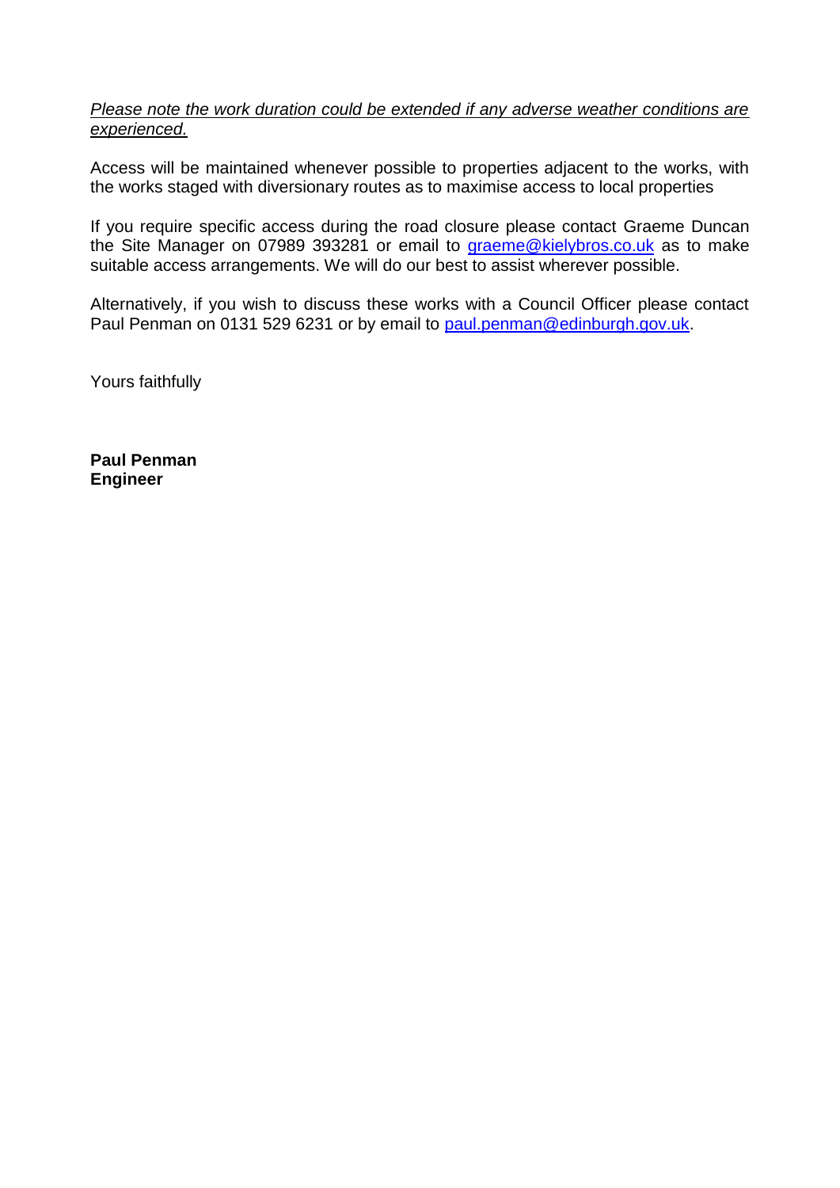*Please note the work duration could be extended if any adverse weather conditions are experienced.*

Access will be maintained whenever possible to properties adjacent to the works, with the works staged with diversionary routes as to maximise access to local properties

If you require specific access during the road closure please contact Graeme Duncan the Site Manager on 07989 393281 or email to graeme@kielybros.co.uk as to make suitable access arrangements. We will do our best to assist wherever possible.

Alternatively, if you wish to discuss these works with a Council Officer please contact Paul Penman on 0131 529 6231 or by email to paul.penman@edinburgh.gov.uk.

Yours faithfully

**Paul Penman**
**Engineer**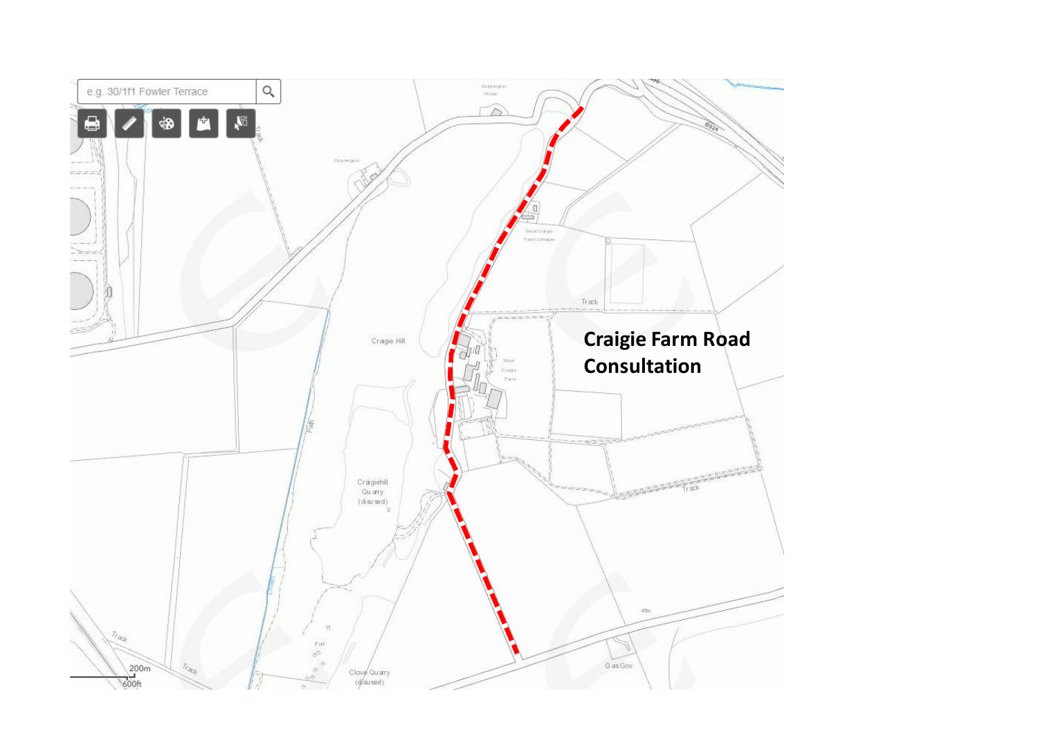**Craigie Farm Road Consultation**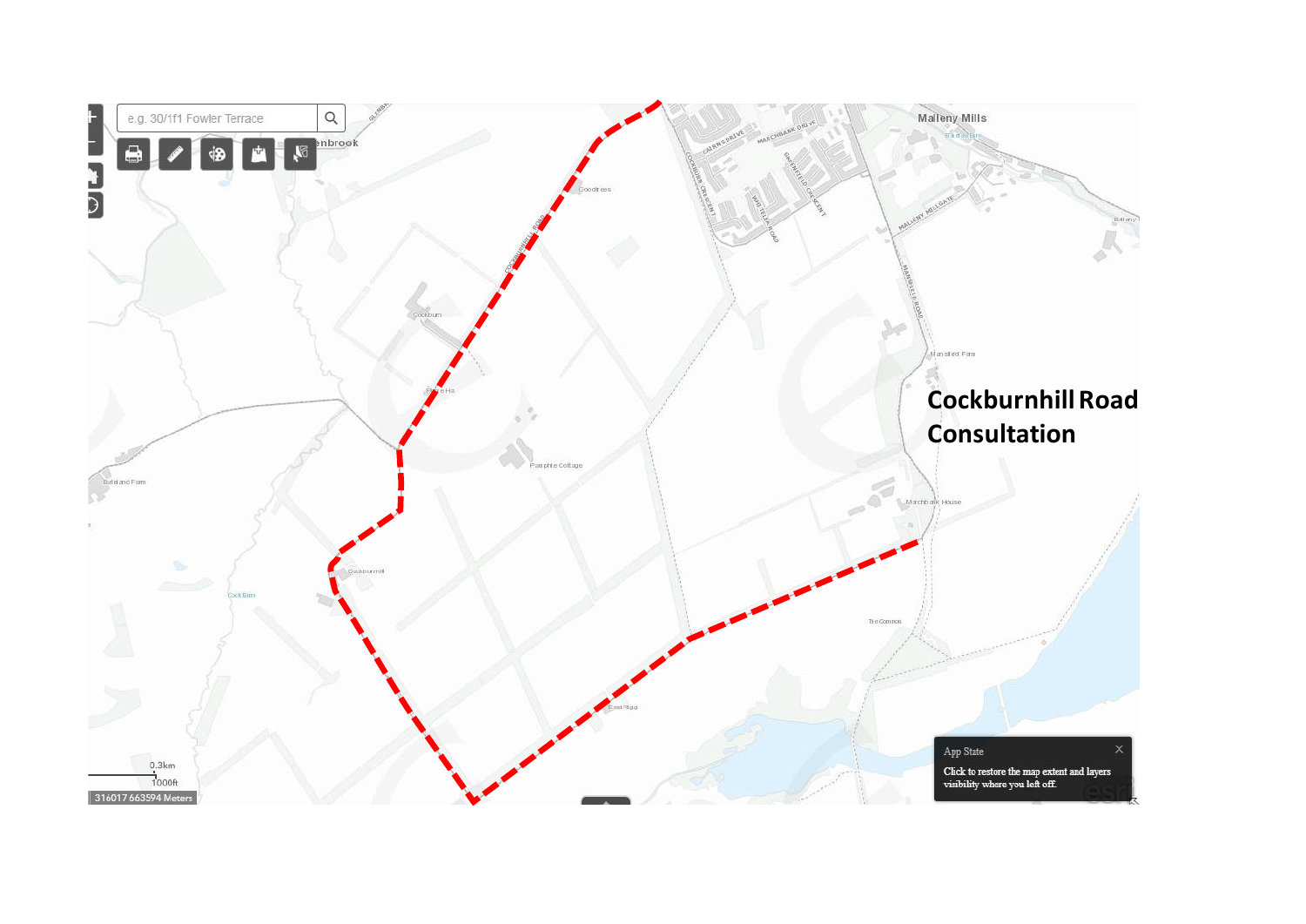# Cockburnhill Road Consultation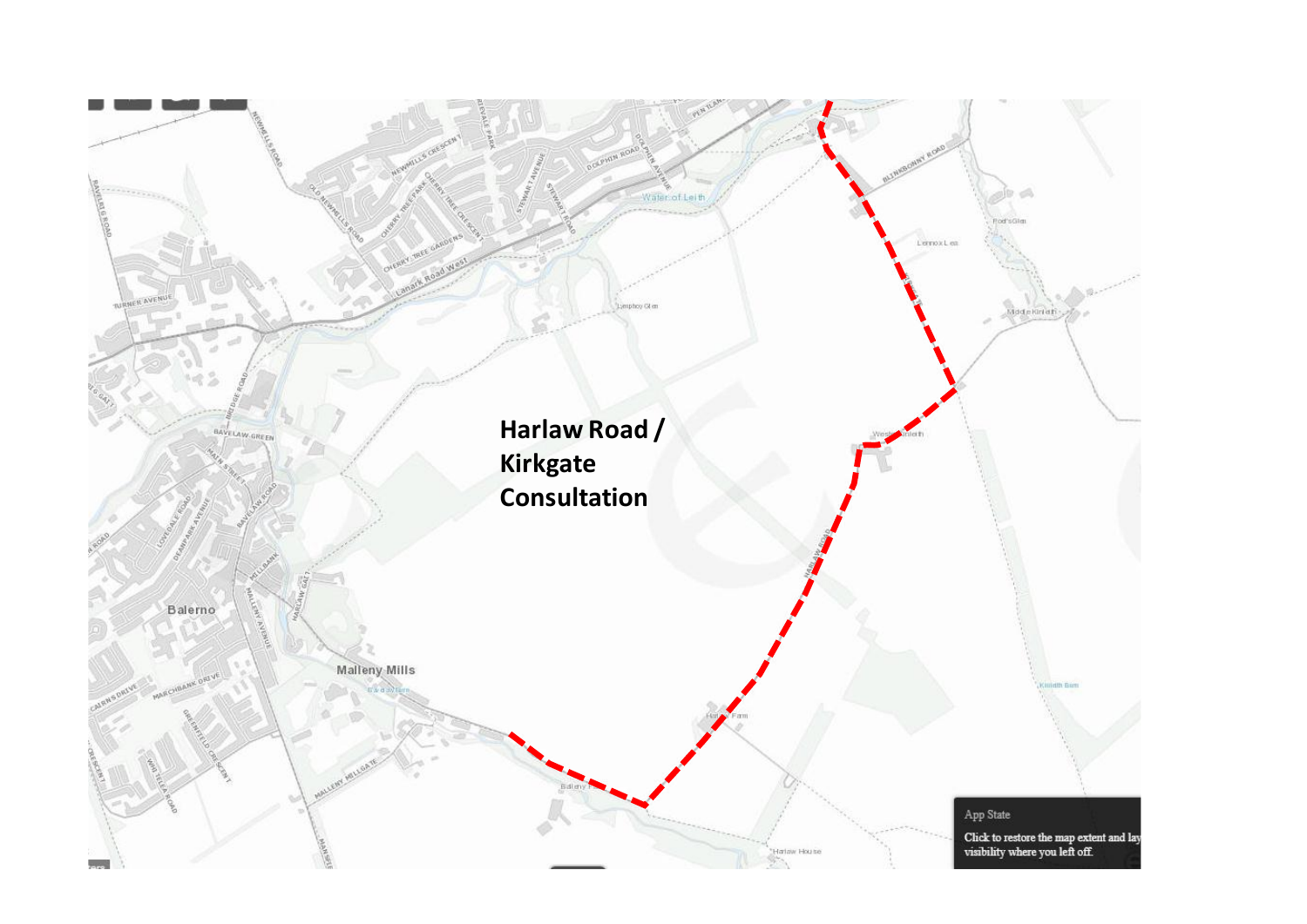**Harlaw Road / Kirkgate Consultation**